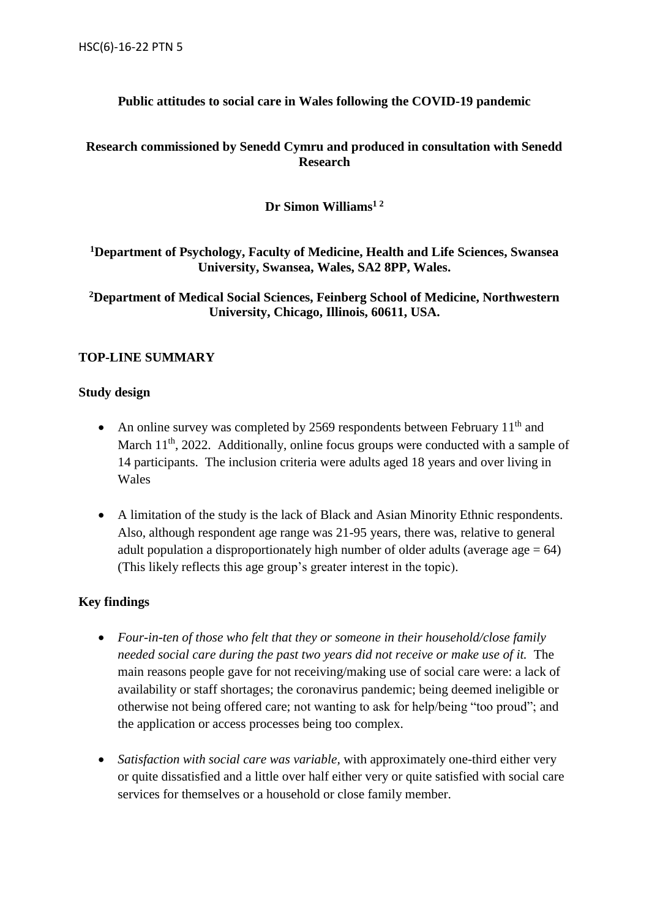HSC(6)-16-22 PTN 5

# Public attitudes to social care in Wales following the COVID-19 pandemic

## Research commissioned by Senedd Cymru and produced in consultation with Senedd Research

**Dr Simon Williams[1 2]**

**[1]Department of Psychology, Faculty of Medicine, Health and Life Sciences, Swansea University, Swansea, Wales, SA2 8PP, Wales.**

**[2]Department of Medical Social Sciences, Feinberg School of Medicine, Northwestern University, Chicago, Illinois, 60611, USA.**

## TOP-LINE SUMMARY

### Study design

- An online survey was completed by 2569 respondents between February 11th and March 11th, 2022. Additionally, online focus groups were conducted with a sample of 14 participants. The inclusion criteria were adults aged 18 years and over living in Wales

- A limitation of the study is the lack of Black and Asian Minority Ethnic respondents. Also, although respondent age range was 21-95 years, there was, relative to general adult population a disproportionately high number of older adults (average age = 64) (This likely reflects this age group's greater interest in the topic).

### Key findings

- *Four-in-ten of those who felt that they or someone in their household/close family needed social care during the past two years did not receive or make use of it.* The main reasons people gave for not receiving/making use of social care were: a lack of availability or staff shortages; the coronavirus pandemic; being deemed ineligible or otherwise not being offered care; not wanting to ask for help/being "too proud"; and the application or access processes being too complex.

- *Satisfaction with social care was variable,* with approximately one-third either very or quite dissatisfied and a little over half either very or quite satisfied with social care services for themselves or a household or close family member.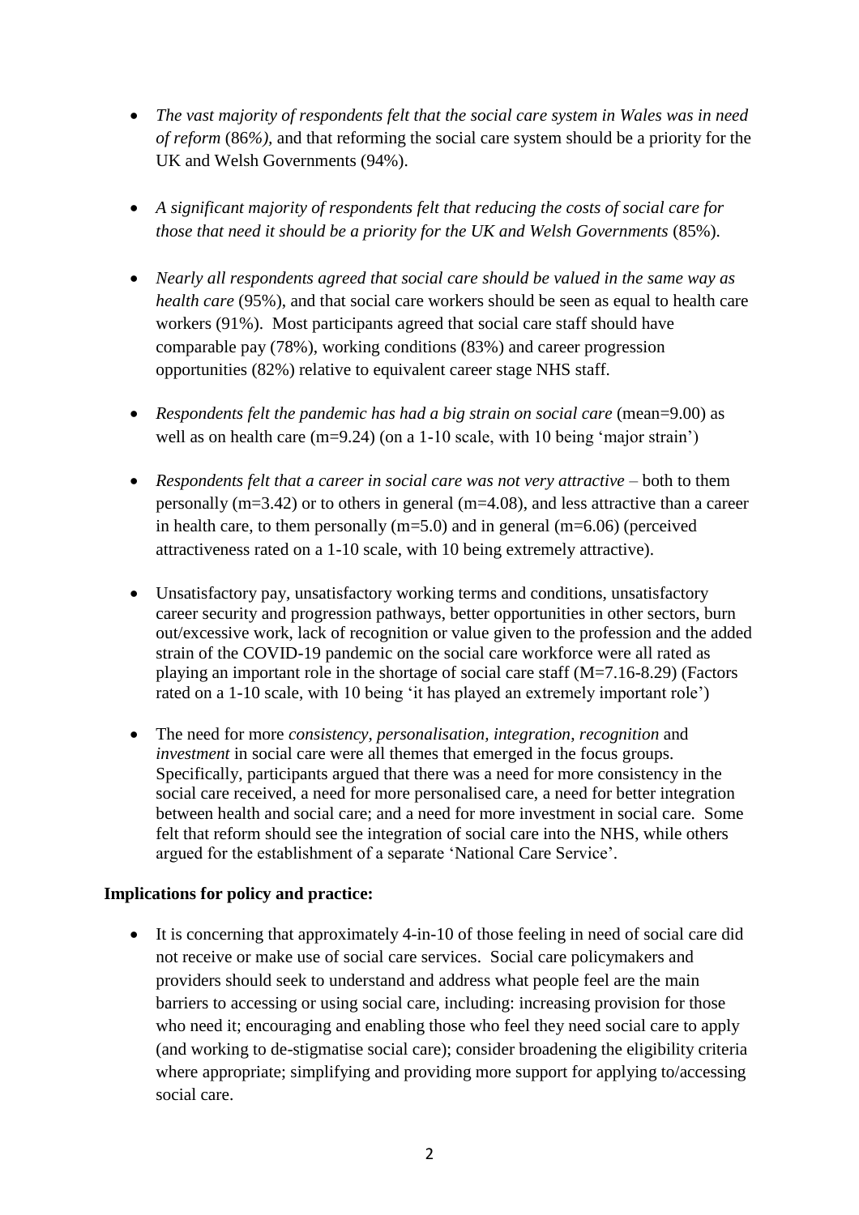- *The vast majority of respondents felt that the social care system in Wales was in need of reform* (86%*)*, and that reforming the social care system should be a priority for the UK and Welsh Governments (94%).

- *A significant majority of respondents felt that reducing the costs of social care for those that need it should be a priority for the UK and Welsh Governments* (85%).

- *Nearly all respondents agreed that social care should be valued in the same way as health care* (95%), and that social care workers should be seen as equal to health care workers (91%). Most participants agreed that social care staff should have comparable pay (78%), working conditions (83%) and career progression opportunities (82%) relative to equivalent career stage NHS staff.

- *Respondents felt the pandemic has had a big strain on social care* (mean=9.00) as well as on health care (m=9.24) (on a 1-10 scale, with 10 being 'major strain')

- *Respondents felt that a career in social care was not very attractive* – both to them personally (m=3.42) or to others in general (m=4.08), and less attractive than a career in health care, to them personally (m=5.0) and in general (m=6.06) (perceived attractiveness rated on a 1-10 scale, with 10 being extremely attractive).

- Unsatisfactory pay, unsatisfactory working terms and conditions, unsatisfactory career security and progression pathways, better opportunities in other sectors, burn out/excessive work, lack of recognition or value given to the profession and the added strain of the COVID-19 pandemic on the social care workforce were all rated as playing an important role in the shortage of social care staff (M=7.16-8.29) (Factors rated on a 1-10 scale, with 10 being 'it has played an extremely important role')

- The need for more *consistency, personalisation, integration, recognition* and *investment* in social care were all themes that emerged in the focus groups. Specifically, participants argued that there was a need for more consistency in the social care received, a need for more personalised care, a need for better integration between health and social care; and a need for more investment in social care. Some felt that reform should see the integration of social care into the NHS, while others argued for the establishment of a separate 'National Care Service'.

**Implications for policy and practice:**

- It is concerning that approximately 4-in-10 of those feeling in need of social care did not receive or make use of social care services. Social care policymakers and providers should seek to understand and address what people feel are the main barriers to accessing or using social care, including: increasing provision for those who need it; encouraging and enabling those who feel they need social care to apply (and working to de-stigmatise social care); consider broadening the eligibility criteria where appropriate; simplifying and providing more support for applying to/accessing social care.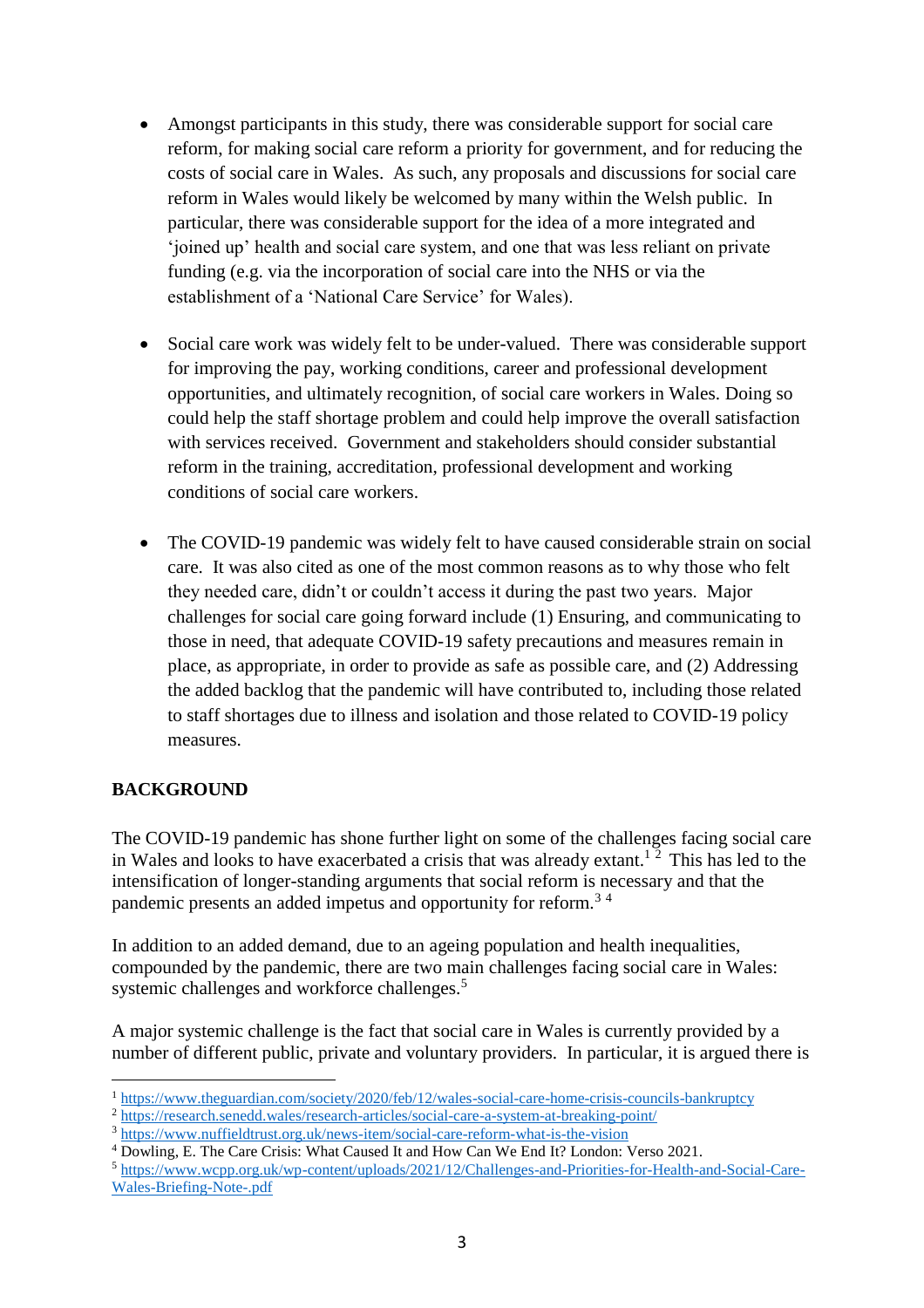- Amongst participants in this study, there was considerable support for social care reform, for making social care reform a priority for government, and for reducing the costs of social care in Wales. As such, any proposals and discussions for social care reform in Wales would likely be welcomed by many within the Welsh public. In particular, there was considerable support for the idea of a more integrated and 'joined up' health and social care system, and one that was less reliant on private funding (e.g. via the incorporation of social care into the NHS or via the establishment of a 'National Care Service' for Wales).

- Social care work was widely felt to be under-valued. There was considerable support for improving the pay, working conditions, career and professional development opportunities, and ultimately recognition, of social care workers in Wales. Doing so could help the staff shortage problem and could help improve the overall satisfaction with services received. Government and stakeholders should consider substantial reform in the training, accreditation, professional development and working conditions of social care workers.

- The COVID-19 pandemic was widely felt to have caused considerable strain on social care. It was also cited as one of the most common reasons as to why those who felt they needed care, didn't or couldn't access it during the past two years. Major challenges for social care going forward include (1) Ensuring, and communicating to those in need, that adequate COVID-19 safety precautions and measures remain in place, as appropriate, in order to provide as safe as possible care, and (2) Addressing the added backlog that the pandemic will have contributed to, including those related to staff shortages due to illness and isolation and those related to COVID-19 policy measures.

## BACKGROUND

The COVID-19 pandemic has shone further light on some of the challenges facing social care in Wales and looks to have exacerbated a crisis that was already extant.[1] [2] This has led to the intensification of longer-standing arguments that social reform is necessary and that the pandemic presents an added impetus and opportunity for reform.[3] [4]

In addition to an added demand, due to an ageing population and health inequalities, compounded by the pandemic, there are two main challenges facing social care in Wales: systemic challenges and workforce challenges.[5]

A major systemic challenge is the fact that social care in Wales is currently provided by a number of different public, private and voluntary providers. In particular, it is argued there is

---

[1] https://www.theguardian.com/society/2020/feb/12/wales-social-care-home-crisis-councils-bankruptcy

[2] https://research.senedd.wales/research-articles/social-care-a-system-at-breaking-point/

[3] https://www.nuffieldtrust.org.uk/news-item/social-care-reform-what-is-the-vision

[4] Dowling, E. The Care Crisis: What Caused It and How Can We End It? London: Verso 2021.

[5] https://www.wcpp.org.uk/wp-content/uploads/2021/12/Challenges-and-Priorities-for-Health-and-Social-Care-Wales-Briefing-Note-.pdf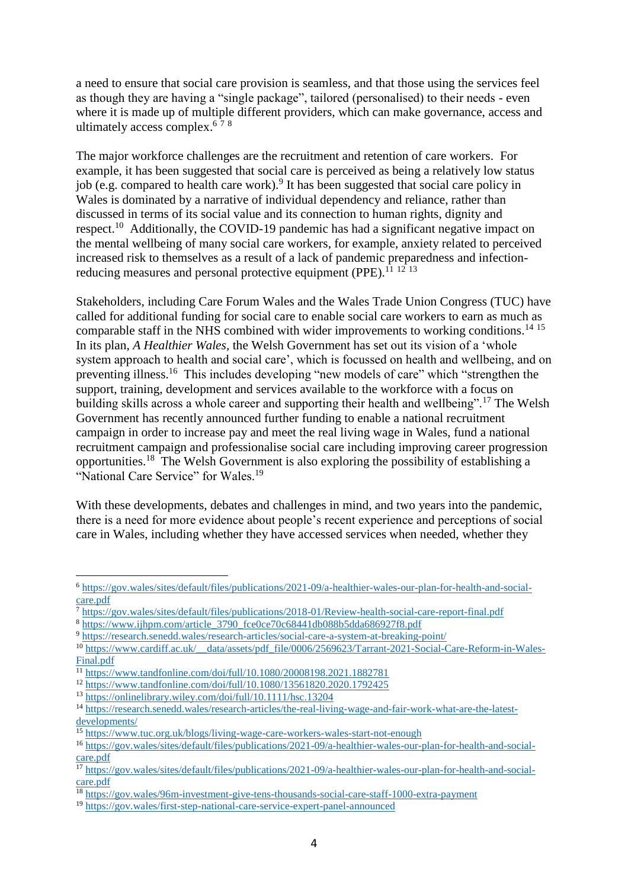a need to ensure that social care provision is seamless, and that those using the services feel as though they are having a "single package", tailored (personalised) to their needs - even where it is made up of multiple different providers, which can make governance, access and ultimately access complex.[6 7 8]

The major workforce challenges are the recruitment and retention of care workers. For example, it has been suggested that social care is perceived as being a relatively low status job (e.g. compared to health care work).[9] It has been suggested that social care policy in Wales is dominated by a narrative of individual dependency and reliance, rather than discussed in terms of its social value and its connection to human rights, dignity and respect.[10] Additionally, the COVID-19 pandemic has had a significant negative impact on the mental wellbeing of many social care workers, for example, anxiety related to perceived increased risk to themselves as a result of a lack of pandemic preparedness and infection-reducing measures and personal protective equipment (PPE).[11 12 13]

Stakeholders, including Care Forum Wales and the Wales Trade Union Congress (TUC) have called for additional funding for social care to enable social care workers to earn as much as comparable staff in the NHS combined with wider improvements to working conditions.[14 15] In its plan, *A Healthier Wales*, the Welsh Government has set out its vision of a 'whole system approach to health and social care', which is focussed on health and wellbeing, and on preventing illness.[16] This includes developing "new models of care" which "strengthen the support, training, development and services available to the workforce with a focus on building skills across a whole career and supporting their health and wellbeing".[17] The Welsh Government has recently announced further funding to enable a national recruitment campaign in order to increase pay and meet the real living wage in Wales, fund a national recruitment campaign and professionalise social care including improving career progression opportunities.[18] The Welsh Government is also exploring the possibility of establishing a "National Care Service" for Wales.[19]

With these developments, debates and challenges in mind, and two years into the pandemic, there is a need for more evidence about people's recent experience and perceptions of social care in Wales, including whether they have accessed services when needed, whether they

---

[6] https://gov.wales/sites/default/files/publications/2021-09/a-healthier-wales-our-plan-for-health-and-social-care.pdf

[7] https://gov.wales/sites/default/files/publications/2018-01/Review-health-social-care-report-final.pdf

[8] https://www.ijhpm.com/article_3790_fce0ce70c68441db088b5dda686927f8.pdf

[9] https://research.senedd.wales/research-articles/social-care-a-system-at-breaking-point/

[10] https://www.cardiff.ac.uk/__data/assets/pdf_file/0006/2569623/Tarrant-2021-Social-Care-Reform-in-Wales-Final.pdf

[11] https://www.tandfonline.com/doi/full/10.1080/20008198.2021.1882781

[12] https://www.tandfonline.com/doi/full/10.1080/13561820.2020.1792425

[13] https://onlinelibrary.wiley.com/doi/full/10.1111/hsc.13204

[14] https://research.senedd.wales/research-articles/the-real-living-wage-and-fair-work-what-are-the-latest-developments/

[15] https://www.tuc.org.uk/blogs/living-wage-care-workers-wales-start-not-enough

[16] https://gov.wales/sites/default/files/publications/2021-09/a-healthier-wales-our-plan-for-health-and-social-care.pdf

[17] https://gov.wales/sites/default/files/publications/2021-09/a-healthier-wales-our-plan-for-health-and-social-care.pdf

[18] https://gov.wales/96m-investment-give-tens-thousands-social-care-staff-1000-extra-payment

[19] https://gov.wales/first-step-national-care-service-expert-panel-announced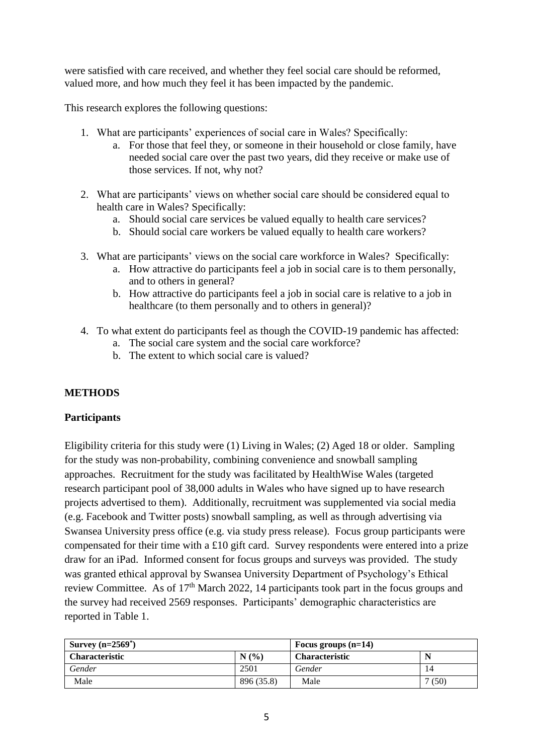were satisfied with care received, and whether they feel social care should be reformed, valued more, and how much they feel it has been impacted by the pandemic.

This research explores the following questions:

1. What are participants' experiences of social care in Wales? Specifically:
   a. For those that feel they, or someone in their household or close family, have needed social care over the past two years, did they receive or make use of those services. If not, why not?

2. What are participants' views on whether social care should be considered equal to health care in Wales? Specifically:
   a. Should social care services be valued equally to health care services?
   b. Should social care workers be valued equally to health care workers?

3. What are participants' views on the social care workforce in Wales? Specifically:
   a. How attractive do participants feel a job in social care is to them personally, and to others in general?
   b. How attractive do participants feel a job in social care is relative to a job in healthcare (to them personally and to others in general)?

4. To what extent do participants feel as though the COVID-19 pandemic has affected:
   a. The social care system and the social care workforce?
   b. The extent to which social care is valued?

## METHODS

### Participants

Eligibility criteria for this study were (1) Living in Wales; (2) Aged 18 or older. Sampling for the study was non-probability, combining convenience and snowball sampling approaches. Recruitment for the study was facilitated by HealthWise Wales (targeted research participant pool of 38,000 adults in Wales who have signed up to have research projects advertised to them). Additionally, recruitment was supplemented via social media (e.g. Facebook and Twitter posts) snowball sampling, as well as through advertising via Swansea University press office (e.g. via study press release). Focus group participants were compensated for their time with a £10 gift card. Survey respondents were entered into a prize draw for an iPad. Informed consent for focus groups and surveys was provided. The study was granted ethical approval by Swansea University Department of Psychology's Ethical review Committee. As of 17th March 2022, 14 participants took part in the focus groups and the survey had received 2569 responses. Participants' demographic characteristics are reported in Table 1.

| **Survey (n=2569\*)** | | **Focus groups (n=14)** | |
|---|---|---|---|
| **Characteristic** | **N (%)** | **Characteristic** | **N** |
| *Gender* | 2501 | *Gender* | 14 |
| Male | 896 (35.8) | Male | 7 (50) |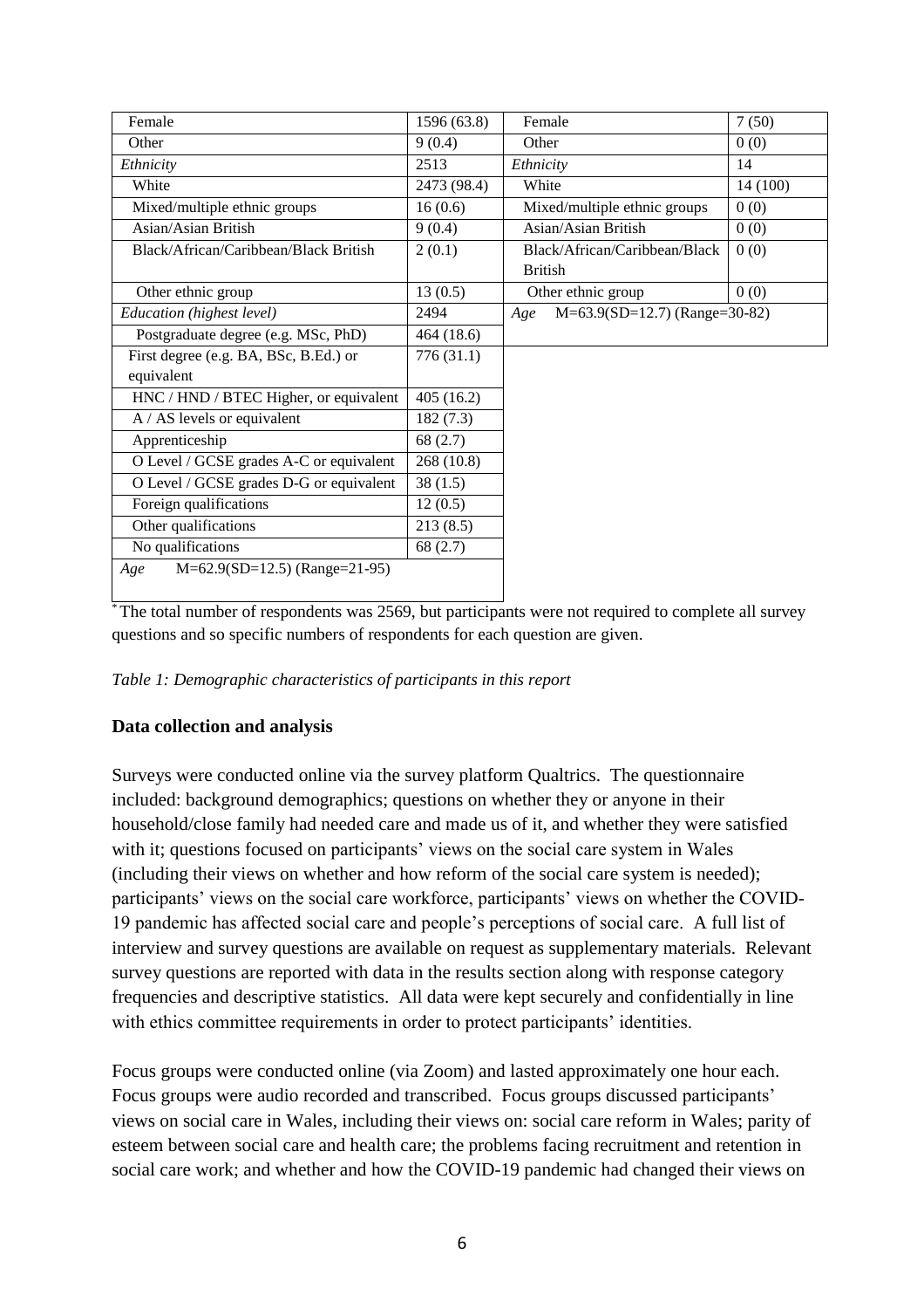| Female | 1596 (63.8) | Female | 7 (50) |
|---|---|---|---|
| Other | 9 (0.4) | Other | 0 (0) |
| *Ethnicity* | 2513 | *Ethnicity* | 14 |
| White | 2473 (98.4) | White | 14 (100) |
| Mixed/multiple ethnic groups | 16 (0.6) | Mixed/multiple ethnic groups | 0 (0) |
| Asian/Asian British | 9 (0.4) | Asian/Asian British | 0 (0) |
| Black/African/Caribbean/Black British | 2 (0.1) | Black/African/Caribbean/Black British | 0 (0) |
| Other ethnic group | 13 (0.5) | Other ethnic group | 0 (0) |
| *Education (highest level)* | 2494 | *Age* M=63.9(SD=12.7) (Range=30-82) | |
| Postgraduate degree (e.g. MSc, PhD) | 464 (18.6) | | |
| First degree (e.g. BA, BSc, B.Ed.) or equivalent | 776 (31.1) | | |
| HNC / HND / BTEC Higher, or equivalent | 405 (16.2) | | |
| A / AS levels or equivalent | 182 (7.3) | | |
| Apprenticeship | 68 (2.7) | | |
| O Level / GCSE grades A-C or equivalent | 268 (10.8) | | |
| O Level / GCSE grades D-G or equivalent | 38 (1.5) | | |
| Foreign qualifications | 12 (0.5) | | |
| Other qualifications | 213 (8.5) | | |
| No qualifications | 68 (2.7) | | |
| *Age* M=62.9(SD=12.5) (Range=21-95) | | | |

* The total number of respondents was 2569, but participants were not required to complete all survey questions and so specific numbers of respondents for each question are given.

*Table 1: Demographic characteristics of participants in this report*

**Data collection and analysis**

Surveys were conducted online via the survey platform Qualtrics. The questionnaire included: background demographics; questions on whether they or anyone in their household/close family had needed care and made us of it, and whether they were satisfied with it; questions focused on participants' views on the social care system in Wales (including their views on whether and how reform of the social care system is needed); participants' views on the social care workforce, participants' views on whether the COVID-19 pandemic has affected social care and people's perceptions of social care. A full list of interview and survey questions are available on request as supplementary materials. Relevant survey questions are reported with data in the results section along with response category frequencies and descriptive statistics. All data were kept securely and confidentially in line with ethics committee requirements in order to protect participants' identities.

Focus groups were conducted online (via Zoom) and lasted approximately one hour each. Focus groups were audio recorded and transcribed. Focus groups discussed participants' views on social care in Wales, including their views on: social care reform in Wales; parity of esteem between social care and health care; the problems facing recruitment and retention in social care work; and whether and how the COVID-19 pandemic had changed their views on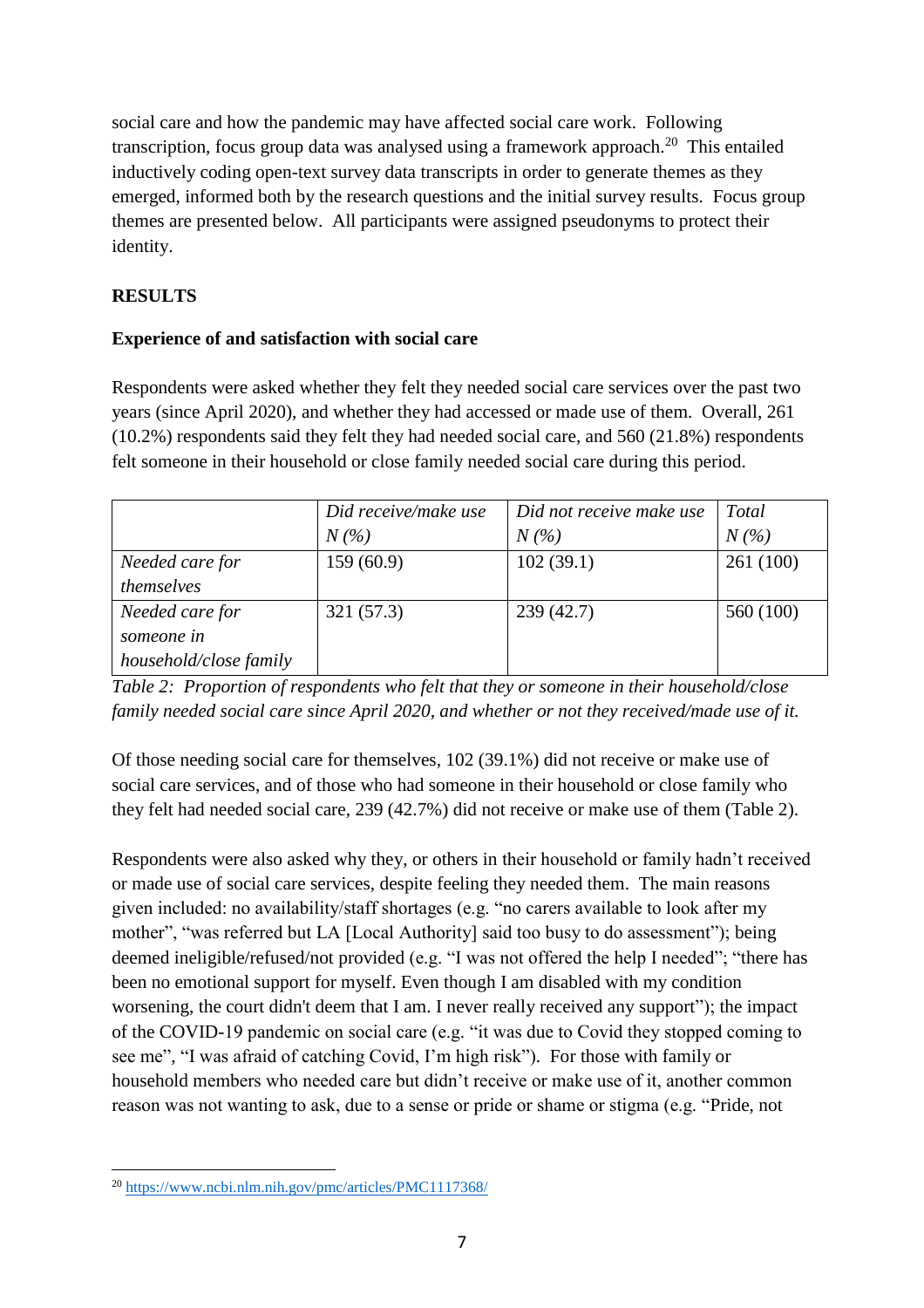social care and how the pandemic may have affected social care work. Following transcription, focus group data was analysed using a framework approach.[20] This entailed inductively coding open-text survey data transcripts in order to generate themes as they emerged, informed both by the research questions and the initial survey results. Focus group themes are presented below. All participants were assigned pseudonyms to protect their identity.

## RESULTS

### Experience of and satisfaction with social care

Respondents were asked whether they felt they needed social care services over the past two years (since April 2020), and whether they had accessed or made use of them. Overall, 261 (10.2%) respondents said they felt they had needed social care, and 560 (21.8%) respondents felt someone in their household or close family needed social care during this period.

| | *Did receive/make use N (%)* | *Did not receive make use N (%)* | *Total N (%)* |
|---|---|---|---|
| *Needed care for themselves* | 159 (60.9) | 102 (39.1) | 261 (100) |
| *Needed care for someone in household/close family* | 321 (57.3) | 239 (42.7) | 560 (100) |

*Table 2: Proportion of respondents who felt that they or someone in their household/close family needed social care since April 2020, and whether or not they received/made use of it.*

Of those needing social care for themselves, 102 (39.1%) did not receive or make use of social care services, and of those who had someone in their household or close family who they felt had needed social care, 239 (42.7%) did not receive or make use of them (Table 2).

Respondents were also asked why they, or others in their household or family hadn't received or made use of social care services, despite feeling they needed them. The main reasons given included: no availability/staff shortages (e.g. "no carers available to look after my mother", "was referred but LA [Local Authority] said too busy to do assessment"); being deemed ineligible/refused/not provided (e.g. "I was not offered the help I needed"; "there has been no emotional support for myself. Even though I am disabled with my condition worsening, the court didn't deem that I am. I never really received any support"); the impact of the COVID-19 pandemic on social care (e.g. "it was due to Covid they stopped coming to see me", "I was afraid of catching Covid, I'm high risk"). For those with family or household members who needed care but didn't receive or make use of it, another common reason was not wanting to ask, due to a sense or pride or shame or stigma (e.g. "Pride, not

[20] https://www.ncbi.nlm.nih.gov/pmc/articles/PMC1117368/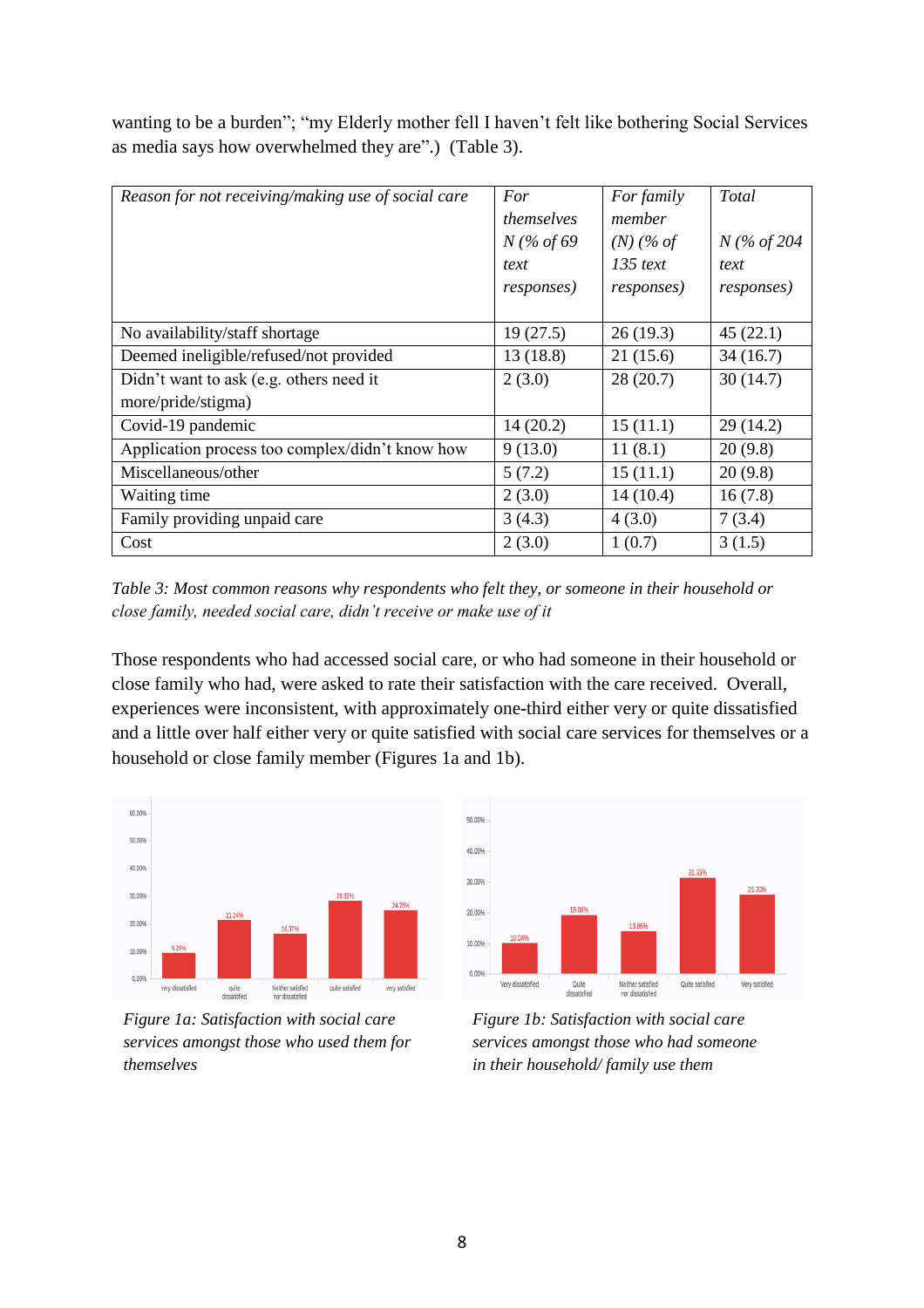wanting to be a burden"; "my Elderly mother fell I haven't felt like bothering Social Services as media says how overwhelmed they are".) (Table 3).

| *Reason for not receiving/making use of social care* | *For themselves N (% of 69 text responses)* | *For family member (N) (% of 135 text responses)* | *Total N (% of 204 text responses)* |
|---|---|---|---|
| No availability/staff shortage | 19 (27.5) | 26 (19.3) | 45 (22.1) |
| Deemed ineligible/refused/not provided | 13 (18.8) | 21 (15.6) | 34 (16.7) |
| Didn't want to ask (e.g. others need it more/pride/stigma) | 2 (3.0) | 28 (20.7) | 30 (14.7) |
| Covid-19 pandemic | 14 (20.2) | 15 (11.1) | 29 (14.2) |
| Application process too complex/didn't know how | 9 (13.0) | 11 (8.1) | 20 (9.8) |
| Miscellaneous/other | 5 (7.2) | 15 (11.1) | 20 (9.8) |
| Waiting time | 2 (3.0) | 14 (10.4) | 16 (7.8) |
| Family providing unpaid care | 3 (4.3) | 4 (3.0) | 7 (3.4) |
| Cost | 2 (3.0) | 1 (0.7) | 3 (1.5) |

*Table 3: Most common reasons why respondents who felt they, or someone in their household or close family, needed social care, didn't receive or make use of it*

Those respondents who had accessed social care, or who had someone in their household or close family who had, were asked to rate their satisfaction with the care received. Overall, experiences were inconsistent, with approximately one-third either very or quite dissatisfied and a little over half either very or quite satisfied with social care services for themselves or a household or close family member (Figures 1a and 1b).

*Figure 1a: Satisfaction with social care services amongst those who used them for themselves*

*Figure 1b: Satisfaction with social care services amongst those who had someone in their household/ family use them*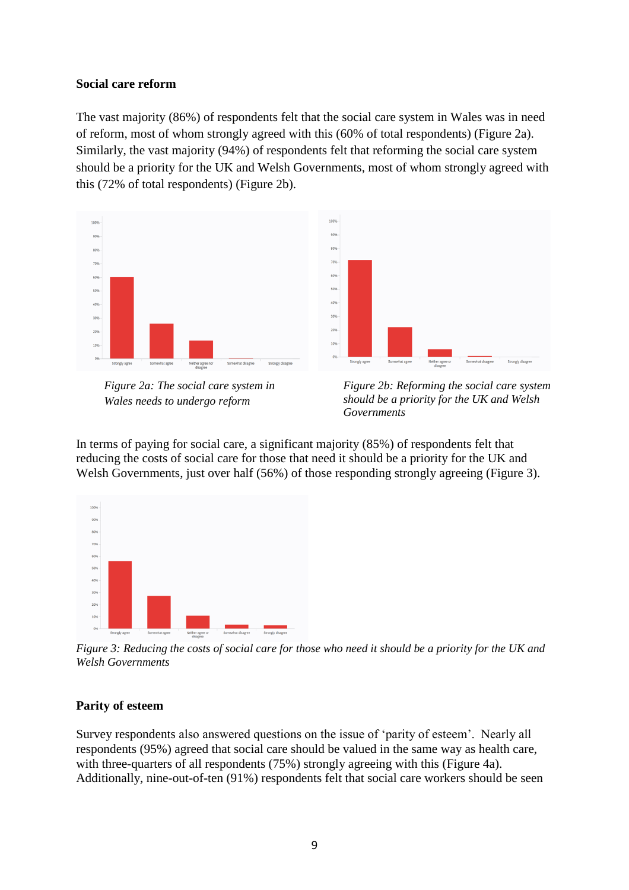**Social care reform**

The vast majority (86%) of respondents felt that the social care system in Wales was in need of reform, most of whom strongly agreed with this (60% of total respondents) (Figure 2a). Similarly, the vast majority (94%) of respondents felt that reforming the social care system should be a priority for the UK and Welsh Governments, most of whom strongly agreed with this (72% of total respondents) (Figure 2b).

*Figure 2a: The social care system in Wales needs to undergo reform*

*Figure 2b: Reforming the social care system should be a priority for the UK and Welsh Governments*

In terms of paying for social care, a significant majority (85%) of respondents felt that reducing the costs of social care for those that need it should be a priority for the UK and Welsh Governments, just over half (56%) of those responding strongly agreeing (Figure 3).

*Figure 3: Reducing the costs of social care for those who need it should be a priority for the UK and Welsh Governments*

**Parity of esteem**

Survey respondents also answered questions on the issue of 'parity of esteem'. Nearly all respondents (95%) agreed that social care should be valued in the same way as health care, with three-quarters of all respondents (75%) strongly agreeing with this (Figure 4a). Additionally, nine-out-of-ten (91%) respondents felt that social care workers should be seen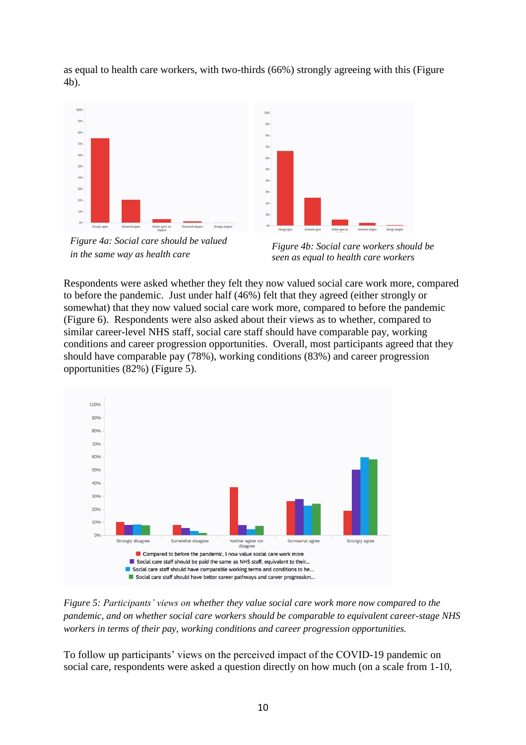as equal to health care workers, with two-thirds (66%) strongly agreeing with this (Figure 4b).

*Figure 4a: Social care should be valued in the same way as health care*

*Figure 4b: Social care workers should be seen as equal to health care workers*

Respondents were asked whether they felt they now valued social care work more, compared to before the pandemic. Just under half (46%) felt that they agreed (either strongly or somewhat) that they now valued social care work more, compared to before the pandemic (Figure 6). Respondents were also asked about their views as to whether, compared to similar career-level NHS staff, social care staff should have comparable pay, working conditions and career progression opportunities. Overall, most participants agreed that they should have comparable pay (78%), working conditions (83%) and career progression opportunities (82%) (Figure 5).

*Figure 5: Participants' views on whether they value social care work more now compared to the pandemic, and on whether social care workers should be comparable to equivalent career-stage NHS workers in terms of their pay, working conditions and career progression opportunities.*

To follow up participants' views on the perceived impact of the COVID-19 pandemic on social care, respondents were asked a question directly on how much (on a scale from 1-10,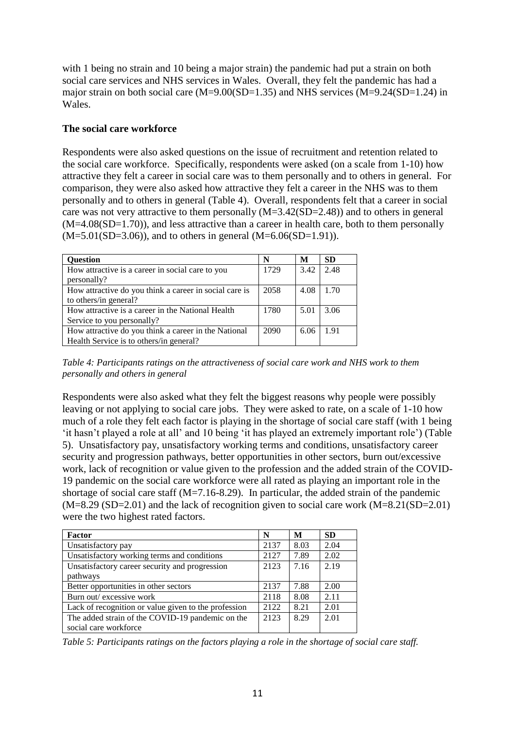with 1 being no strain and 10 being a major strain) the pandemic had put a strain on both social care services and NHS services in Wales. Overall, they felt the pandemic has had a major strain on both social care (M=9.00(SD=1.35) and NHS services (M=9.24(SD=1.24) in Wales.

**The social care workforce**

Respondents were also asked questions on the issue of recruitment and retention related to the social care workforce. Specifically, respondents were asked (on a scale from 1-10) how attractive they felt a career in social care was to them personally and to others in general. For comparison, they were also asked how attractive they felt a career in the NHS was to them personally and to others in general (Table 4). Overall, respondents felt that a career in social care was not very attractive to them personally (M=3.42(SD=2.48)) and to others in general (M=4.08(SD=1.70)), and less attractive than a career in health care, both to them personally (M=5.01(SD=3.06)), and to others in general (M=6.06(SD=1.91)).

| **Question** | **N** | **M** | **SD** |
|---|---|---|---|
| How attractive is a career in social care to you personally? | 1729 | 3.42 | 2.48 |
| How attractive do you think a career in social care is to others/in general? | 2058 | 4.08 | 1.70 |
| How attractive is a career in the National Health Service to you personally? | 1780 | 5.01 | 3.06 |
| How attractive do you think a career in the National Health Service is to others/in general? | 2090 | 6.06 | 1.91 |

*Table 4: Participants ratings on the attractiveness of social care work and NHS work to them personally and others in general*

Respondents were also asked what they felt the biggest reasons why people were possibly leaving or not applying to social care jobs. They were asked to rate, on a scale of 1-10 how much of a role they felt each factor is playing in the shortage of social care staff (with 1 being 'it hasn't played a role at all' and 10 being 'it has played an extremely important role') (Table 5). Unsatisfactory pay, unsatisfactory working terms and conditions, unsatisfactory career security and progression pathways, better opportunities in other sectors, burn out/excessive work, lack of recognition or value given to the profession and the added strain of the COVID-19 pandemic on the social care workforce were all rated as playing an important role in the shortage of social care staff (M=7.16-8.29). In particular, the added strain of the pandemic (M=8.29 (SD=2.01) and the lack of recognition given to social care work (M=8.21(SD=2.01) were the two highest rated factors.

| **Factor** | **N** | **M** | **SD** |
|---|---|---|---|
| Unsatisfactory pay | 2137 | 8.03 | 2.04 |
| Unsatisfactory working terms and conditions | 2127 | 7.89 | 2.02 |
| Unsatisfactory career security and progression pathways | 2123 | 7.16 | 2.19 |
| Better opportunities in other sectors | 2137 | 7.88 | 2.00 |
| Burn out/ excessive work | 2118 | 8.08 | 2.11 |
| Lack of recognition or value given to the profession | 2122 | 8.21 | 2.01 |
| The added strain of the COVID-19 pandemic on the social care workforce | 2123 | 8.29 | 2.01 |

*Table 5: Participants ratings on the factors playing a role in the shortage of social care staff.*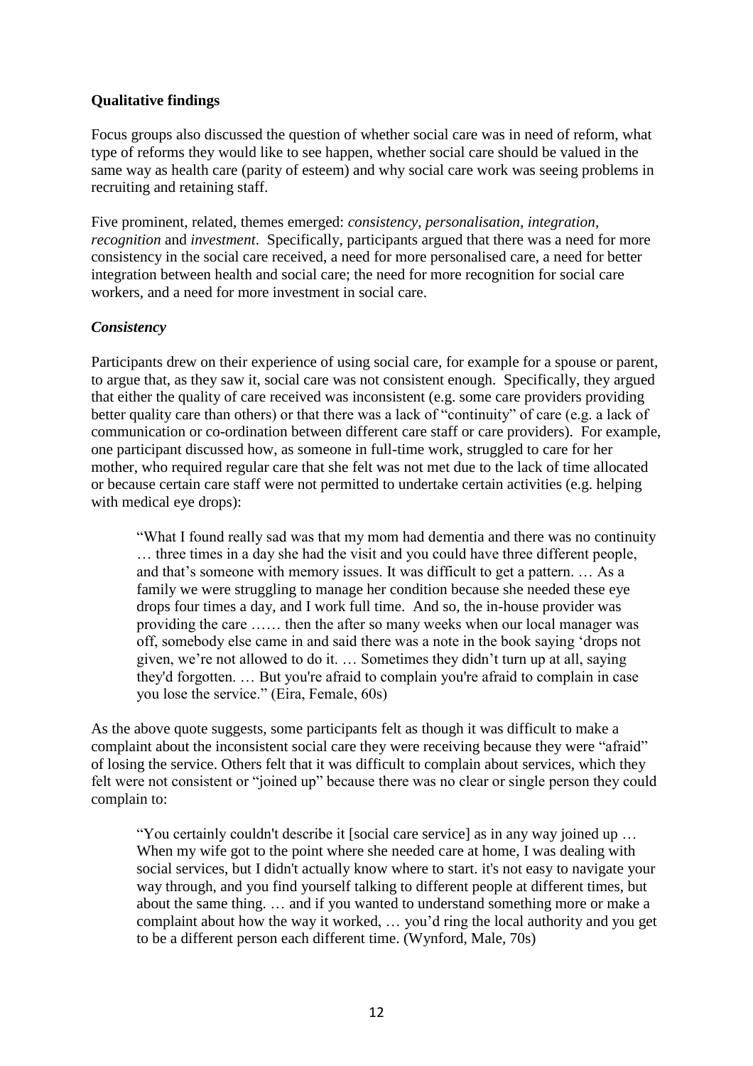**Qualitative findings**

Focus groups also discussed the question of whether social care was in need of reform, what type of reforms they would like to see happen, whether social care should be valued in the same way as health care (parity of esteem) and why social care work was seeing problems in recruiting and retaining staff.

Five prominent, related, themes emerged: *consistency, personalisation, integration, recognition* and *investment*. Specifically, participants argued that there was a need for more consistency in the social care received, a need for more personalised care, a need for better integration between health and social care; the need for more recognition for social care workers, and a need for more investment in social care.

***Consistency***

Participants drew on their experience of using social care, for example for a spouse or parent, to argue that, as they saw it, social care was not consistent enough. Specifically, they argued that either the quality of care received was inconsistent (e.g. some care providers providing better quality care than others) or that there was a lack of "continuity" of care (e.g. a lack of communication or co-ordination between different care staff or care providers). For example, one participant discussed how, as someone in full-time work, struggled to care for her mother, who required regular care that she felt was not met due to the lack of time allocated or because certain care staff were not permitted to undertake certain activities (e.g. helping with medical eye drops):

> "What I found really sad was that my mom had dementia and there was no continuity … three times in a day she had the visit and you could have three different people, and that's someone with memory issues. It was difficult to get a pattern. … As a family we were struggling to manage her condition because she needed these eye drops four times a day, and I work full time. And so, the in-house provider was providing the care …… then the after so many weeks when our local manager was off, somebody else came in and said there was a note in the book saying 'drops not given, we're not allowed to do it. … Sometimes they didn't turn up at all, saying they'd forgotten. … But you're afraid to complain you're afraid to complain in case you lose the service." (Eira, Female, 60s)

As the above quote suggests, some participants felt as though it was difficult to make a complaint about the inconsistent social care they were receiving because they were "afraid" of losing the service. Others felt that it was difficult to complain about services, which they felt were not consistent or "joined up" because there was no clear or single person they could complain to:

> "You certainly couldn't describe it [social care service] as in any way joined up … When my wife got to the point where she needed care at home, I was dealing with social services, but I didn't actually know where to start. it's not easy to navigate your way through, and you find yourself talking to different people at different times, but about the same thing. … and if you wanted to understand something more or make a complaint about how the way it worked, … you'd ring the local authority and you get to be a different person each different time. (Wynford, Male, 70s)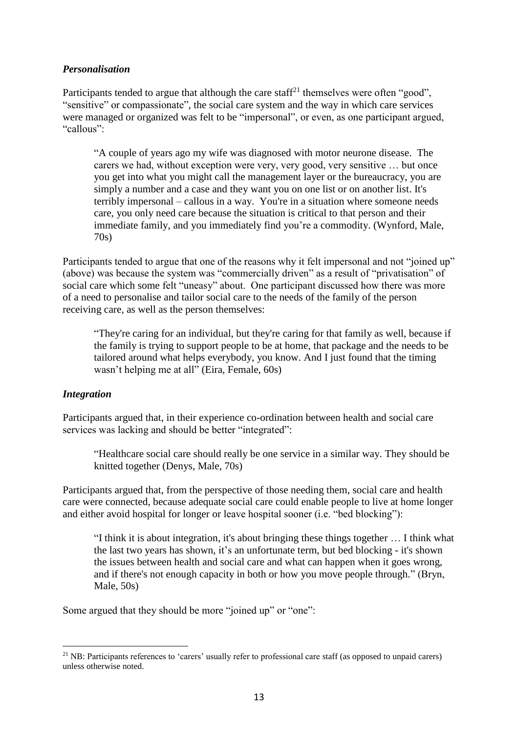### *Personalisation*

Participants tended to argue that although the care staff[21] themselves were often "good", "sensitive" or compassionate", the social care system and the way in which care services were managed or organized was felt to be "impersonal", or even, as one participant argued, "callous":

> "A couple of years ago my wife was diagnosed with motor neurone disease. The carers we had, without exception were very, very good, very sensitive … but once you get into what you might call the management layer or the bureaucracy, you are simply a number and a case and they want you on one list or on another list. It's terribly impersonal – callous in a way. You're in a situation where someone needs care, you only need care because the situation is critical to that person and their immediate family, and you immediately find you're a commodity. (Wynford, Male, 70s)

Participants tended to argue that one of the reasons why it felt impersonal and not "joined up" (above) was because the system was "commercially driven" as a result of "privatisation" of social care which some felt "uneasy" about. One participant discussed how there was more of a need to personalise and tailor social care to the needs of the family of the person receiving care, as well as the person themselves:

> "They're caring for an individual, but they're caring for that family as well, because if the family is trying to support people to be at home, that package and the needs to be tailored around what helps everybody, you know. And I just found that the timing wasn't helping me at all" (Eira, Female, 60s)

### *Integration*

Participants argued that, in their experience co-ordination between health and social care services was lacking and should be better "integrated":

> "Healthcare social care should really be one service in a similar way. They should be knitted together (Denys, Male, 70s)

Participants argued that, from the perspective of those needing them, social care and health care were connected, because adequate social care could enable people to live at home longer and either avoid hospital for longer or leave hospital sooner (i.e. "bed blocking"):

> "I think it is about integration, it's about bringing these things together … I think what the last two years has shown, it's an unfortunate term, but bed blocking - it's shown the issues between health and social care and what can happen when it goes wrong, and if there's not enough capacity in both or how you move people through." (Bryn, Male, 50s)

Some argued that they should be more "joined up" or "one":

---

[21] NB: Participants references to 'carers' usually refer to professional care staff (as opposed to unpaid carers) unless otherwise noted.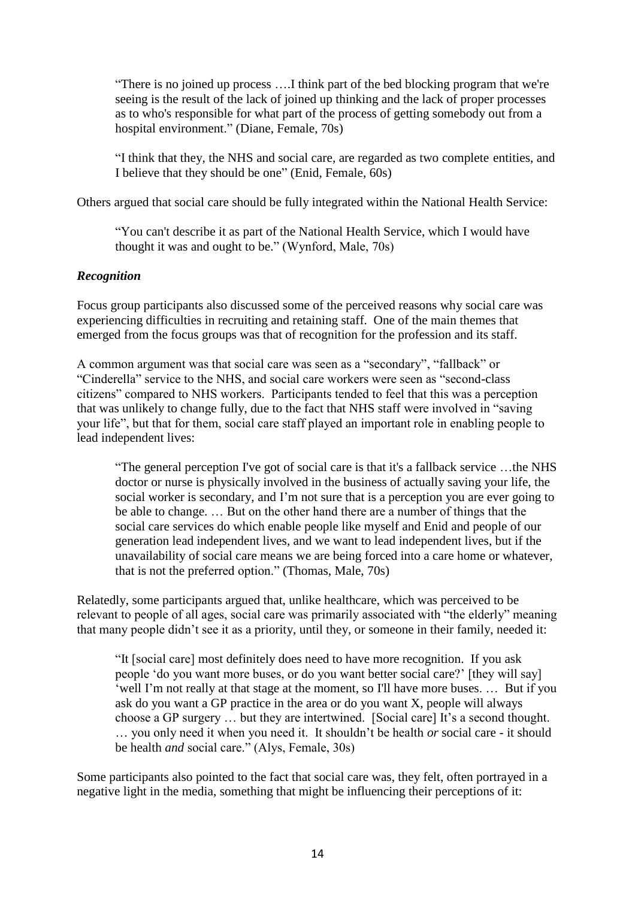> "There is no joined up process ….I think part of the bed blocking program that we're seeing is the result of the lack of joined up thinking and the lack of proper processes as to who's responsible for what part of the process of getting somebody out from a hospital environment." (Diane, Female, 70s)

> "I think that they, the NHS and social care, are regarded as two complete entities, and I believe that they should be one" (Enid, Female, 60s)

Others argued that social care should be fully integrated within the National Health Service:

> "You can't describe it as part of the National Health Service, which I would have thought it was and ought to be." (Wynford, Male, 70s)

### *Recognition*

Focus group participants also discussed some of the perceived reasons why social care was experiencing difficulties in recruiting and retaining staff. One of the main themes that emerged from the focus groups was that of recognition for the profession and its staff.

A common argument was that social care was seen as a "secondary", "fallback" or "Cinderella" service to the NHS, and social care workers were seen as "second-class citizens" compared to NHS workers. Participants tended to feel that this was a perception that was unlikely to change fully, due to the fact that NHS staff were involved in "saving your life", but that for them, social care staff played an important role in enabling people to lead independent lives:

> "The general perception I've got of social care is that it's a fallback service …the NHS doctor or nurse is physically involved in the business of actually saving your life, the social worker is secondary, and I'm not sure that is a perception you are ever going to be able to change. … But on the other hand there are a number of things that the social care services do which enable people like myself and Enid and people of our generation lead independent lives, and we want to lead independent lives, but if the unavailability of social care means we are being forced into a care home or whatever, that is not the preferred option." (Thomas, Male, 70s)

Relatedly, some participants argued that, unlike healthcare, which was perceived to be relevant to people of all ages, social care was primarily associated with "the elderly" meaning that many people didn't see it as a priority, until they, or someone in their family, needed it:

> "It [social care] most definitely does need to have more recognition. If you ask people 'do you want more buses, or do you want better social care?' [they will say] 'well I'm not really at that stage at the moment, so I'll have more buses. … But if you ask do you want a GP practice in the area or do you want X, people will always choose a GP surgery … but they are intertwined. [Social care] It's a second thought. … you only need it when you need it. It shouldn't be health *or* social care - it should be health *and* social care." (Alys, Female, 30s)

Some participants also pointed to the fact that social care was, they felt, often portrayed in a negative light in the media, something that might be influencing their perceptions of it: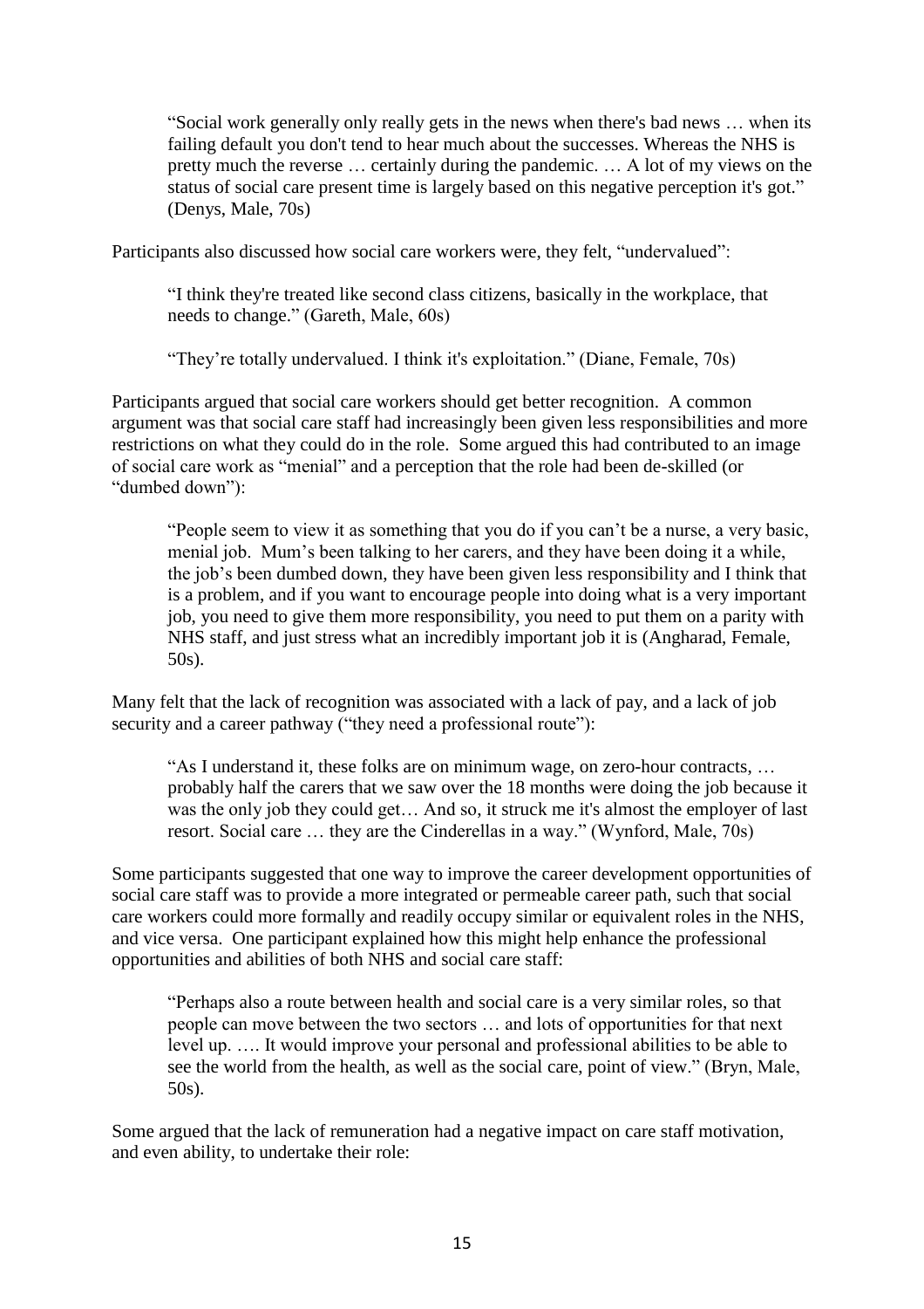> "Social work generally only really gets in the news when there's bad news … when its failing default you don't tend to hear much about the successes. Whereas the NHS is pretty much the reverse … certainly during the pandemic. … A lot of my views on the status of social care present time is largely based on this negative perception it's got." (Denys, Male, 70s)

Participants also discussed how social care workers were, they felt, "undervalued":

> "I think they're treated like second class citizens, basically in the workplace, that needs to change." (Gareth, Male, 60s)

> "They're totally undervalued. I think it's exploitation." (Diane, Female, 70s)

Participants argued that social care workers should get better recognition. A common argument was that social care staff had increasingly been given less responsibilities and more restrictions on what they could do in the role. Some argued this had contributed to an image of social care work as "menial" and a perception that the role had been de-skilled (or "dumbed down"):

> "People seem to view it as something that you do if you can't be a nurse, a very basic, menial job. Mum's been talking to her carers, and they have been doing it a while, the job's been dumbed down, they have been given less responsibility and I think that is a problem, and if you want to encourage people into doing what is a very important job, you need to give them more responsibility, you need to put them on a parity with NHS staff, and just stress what an incredibly important job it is (Angharad, Female, 50s).

Many felt that the lack of recognition was associated with a lack of pay, and a lack of job security and a career pathway ("they need a professional route"):

> "As I understand it, these folks are on minimum wage, on zero-hour contracts, … probably half the carers that we saw over the 18 months were doing the job because it was the only job they could get… And so, it struck me it's almost the employer of last resort. Social care … they are the Cinderellas in a way." (Wynford, Male, 70s)

Some participants suggested that one way to improve the career development opportunities of social care staff was to provide a more integrated or permeable career path, such that social care workers could more formally and readily occupy similar or equivalent roles in the NHS, and vice versa. One participant explained how this might help enhance the professional opportunities and abilities of both NHS and social care staff:

> "Perhaps also a route between health and social care is a very similar roles, so that people can move between the two sectors … and lots of opportunities for that next level up. …. It would improve your personal and professional abilities to be able to see the world from the health, as well as the social care, point of view." (Bryn, Male, 50s).

Some argued that the lack of remuneration had a negative impact on care staff motivation, and even ability, to undertake their role: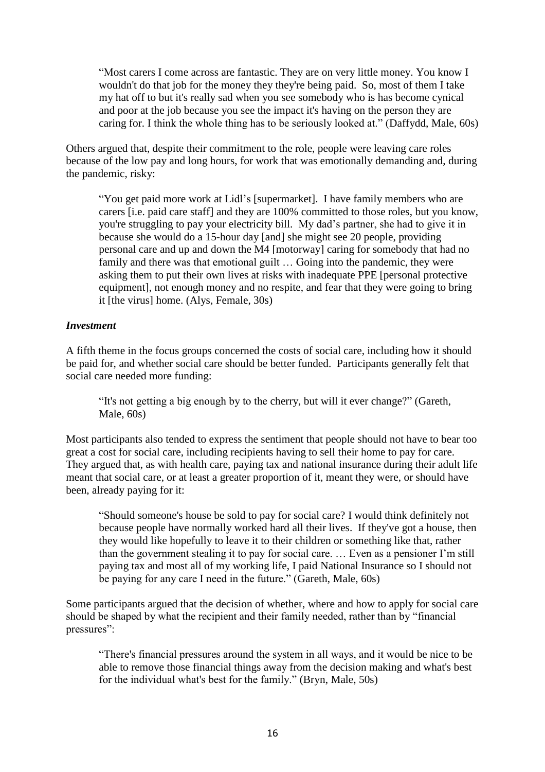> "Most carers I come across are fantastic. They are on very little money. You know I wouldn't do that job for the money they they're being paid. So, most of them I take my hat off to but it's really sad when you see somebody who is has become cynical and poor at the job because you see the impact it's having on the person they are caring for. I think the whole thing has to be seriously looked at." (Daffydd, Male, 60s)

Others argued that, despite their commitment to the role, people were leaving care roles because of the low pay and long hours, for work that was emotionally demanding and, during the pandemic, risky:

> "You get paid more work at Lidl's [supermarket]. I have family members who are carers [i.e. paid care staff] and they are 100% committed to those roles, but you know, you're struggling to pay your electricity bill. My dad's partner, she had to give it in because she would do a 15-hour day [and] she might see 20 people, providing personal care and up and down the M4 [motorway] caring for somebody that had no family and there was that emotional guilt … Going into the pandemic, they were asking them to put their own lives at risks with inadequate PPE [personal protective equipment], not enough money and no respite, and fear that they were going to bring it [the virus] home. (Alys, Female, 30s)

***Investment***

A fifth theme in the focus groups concerned the costs of social care, including how it should be paid for, and whether social care should be better funded. Participants generally felt that social care needed more funding:

> "It's not getting a big enough by to the cherry, but will it ever change?" (Gareth, Male, 60s)

Most participants also tended to express the sentiment that people should not have to bear too great a cost for social care, including recipients having to sell their home to pay for care. They argued that, as with health care, paying tax and national insurance during their adult life meant that social care, or at least a greater proportion of it, meant they were, or should have been, already paying for it:

> "Should someone's house be sold to pay for social care? I would think definitely not because people have normally worked hard all their lives. If they've got a house, then they would like hopefully to leave it to their children or something like that, rather than the government stealing it to pay for social care. … Even as a pensioner I'm still paying tax and most all of my working life, I paid National Insurance so I should not be paying for any care I need in the future." (Gareth, Male, 60s)

Some participants argued that the decision of whether, where and how to apply for social care should be shaped by what the recipient and their family needed, rather than by "financial pressures":

> "There's financial pressures around the system in all ways, and it would be nice to be able to remove those financial things away from the decision making and what's best for the individual what's best for the family." (Bryn, Male, 50s)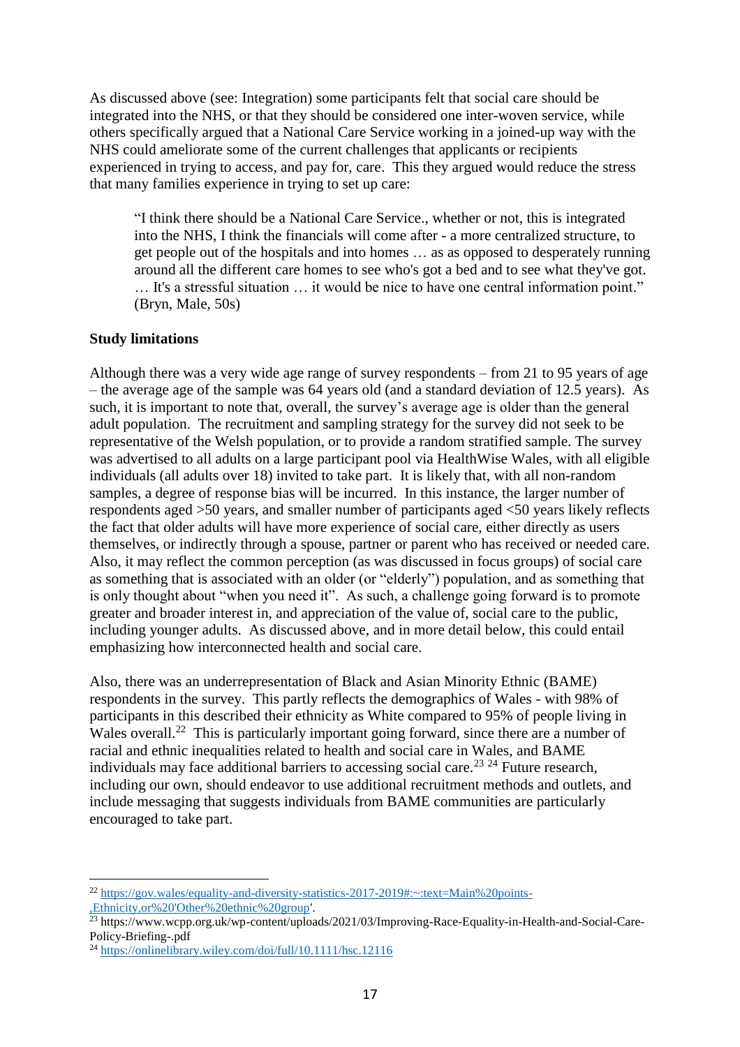As discussed above (see: Integration) some participants felt that social care should be integrated into the NHS, or that they should be considered one inter-woven service, while others specifically argued that a National Care Service working in a joined-up way with the NHS could ameliorate some of the current challenges that applicants or recipients experienced in trying to access, and pay for, care. This they argued would reduce the stress that many families experience in trying to set up care:

> "I think there should be a National Care Service., whether or not, this is integrated into the NHS, I think the financials will come after - a more centralized structure, to get people out of the hospitals and into homes … as as opposed to desperately running around all the different care homes to see who's got a bed and to see what they've got. … It's a stressful situation … it would be nice to have one central information point." (Bryn, Male, 50s)

**Study limitations**

Although there was a very wide age range of survey respondents – from 21 to 95 years of age – the average age of the sample was 64 years old (and a standard deviation of 12.5 years). As such, it is important to note that, overall, the survey's average age is older than the general adult population. The recruitment and sampling strategy for the survey did not seek to be representative of the Welsh population, or to provide a random stratified sample. The survey was advertised to all adults on a large participant pool via HealthWise Wales, with all eligible individuals (all adults over 18) invited to take part. It is likely that, with all non-random samples, a degree of response bias will be incurred. In this instance, the larger number of respondents aged >50 years, and smaller number of participants aged <50 years likely reflects the fact that older adults will have more experience of social care, either directly as users themselves, or indirectly through a spouse, partner or parent who has received or needed care. Also, it may reflect the common perception (as was discussed in focus groups) of social care as something that is associated with an older (or "elderly") population, and as something that is only thought about "when you need it". As such, a challenge going forward is to promote greater and broader interest in, and appreciation of the value of, social care to the public, including younger adults. As discussed above, and in more detail below, this could entail emphasizing how interconnected health and social care.

Also, there was an underrepresentation of Black and Asian Minority Ethnic (BAME) respondents in the survey. This partly reflects the demographics of Wales - with 98% of participants in this described their ethnicity as White compared to 95% of people living in Wales overall.[22] This is particularly important going forward, since there are a number of racial and ethnic inequalities related to health and social care in Wales, and BAME individuals may face additional barriers to accessing social care.[23] [24] Future research, including our own, should endeavor to use additional recruitment methods and outlets, and include messaging that suggests individuals from BAME communities are particularly encouraged to take part.

---

[22] https://gov.wales/equality-and-diversity-statistics-2017-2019#:~:text=Main%20points-,Ethnicity,or%20'Other%20ethnic%20group'.

[23] https://www.wcpp.org.uk/wp-content/uploads/2021/03/Improving-Race-Equality-in-Health-and-Social-Care-Policy-Briefing-.pdf

[24] https://onlinelibrary.wiley.com/doi/full/10.1111/hsc.12116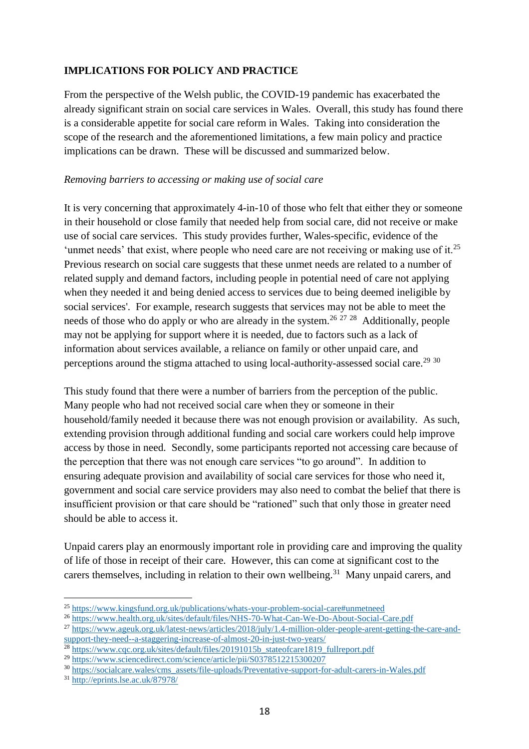## IMPLICATIONS FOR POLICY AND PRACTICE

From the perspective of the Welsh public, the COVID-19 pandemic has exacerbated the already significant strain on social care services in Wales. Overall, this study has found there is a considerable appetite for social care reform in Wales. Taking into consideration the scope of the research and the aforementioned limitations, a few main policy and practice implications can be drawn. These will be discussed and summarized below.

### *Removing barriers to accessing or making use of social care*

It is very concerning that approximately 4-in-10 of those who felt that either they or someone in their household or close family that needed help from social care, did not receive or make use of social care services. This study provides further, Wales-specific, evidence of the 'unmet needs' that exist, where people who need care are not receiving or making use of it.[25] Previous research on social care suggests that these unmet needs are related to a number of related supply and demand factors, including people in potential need of care not applying when they needed it and being denied access to services due to being deemed ineligible by social services'. For example, research suggests that services may not be able to meet the needs of those who do apply or who are already in the system.[26] [27] [28] Additionally, people may not be applying for support where it is needed, due to factors such as a lack of information about services available, a reliance on family or other unpaid care, and perceptions around the stigma attached to using local-authority-assessed social care.[29] [30]

This study found that there were a number of barriers from the perception of the public. Many people who had not received social care when they or someone in their household/family needed it because there was not enough provision or availability. As such, extending provision through additional funding and social care workers could help improve access by those in need. Secondly, some participants reported not accessing care because of the perception that there was not enough care services "to go around". In addition to ensuring adequate provision and availability of social care services for those who need it, government and social care service providers may also need to combat the belief that there is insufficient provision or that care should be "rationed" such that only those in greater need should be able to access it.

Unpaid carers play an enormously important role in providing care and improving the quality of life of those in receipt of their care. However, this can come at significant cost to the carers themselves, including in relation to their own wellbeing.[31] Many unpaid carers, and

---

[25] https://www.kingsfund.org.uk/publications/whats-your-problem-social-care#unmetneed

[26] https://www.health.org.uk/sites/default/files/NHS-70-What-Can-We-Do-About-Social-Care.pdf

[27] https://www.ageuk.org.uk/latest-news/articles/2018/july/1.4-million-older-people-arent-getting-the-care-and-support-they-need--a-staggering-increase-of-almost-20-in-just-two-years/

[28] https://www.cqc.org.uk/sites/default/files/20191015b_stateofcare1819_fullreport.pdf

[29] https://www.sciencedirect.com/science/article/pii/S0378512215300207

[30] https://socialcare.wales/cms_assets/file-uploads/Preventative-support-for-adult-carers-in-Wales.pdf

[31] http://eprints.lse.ac.uk/87978/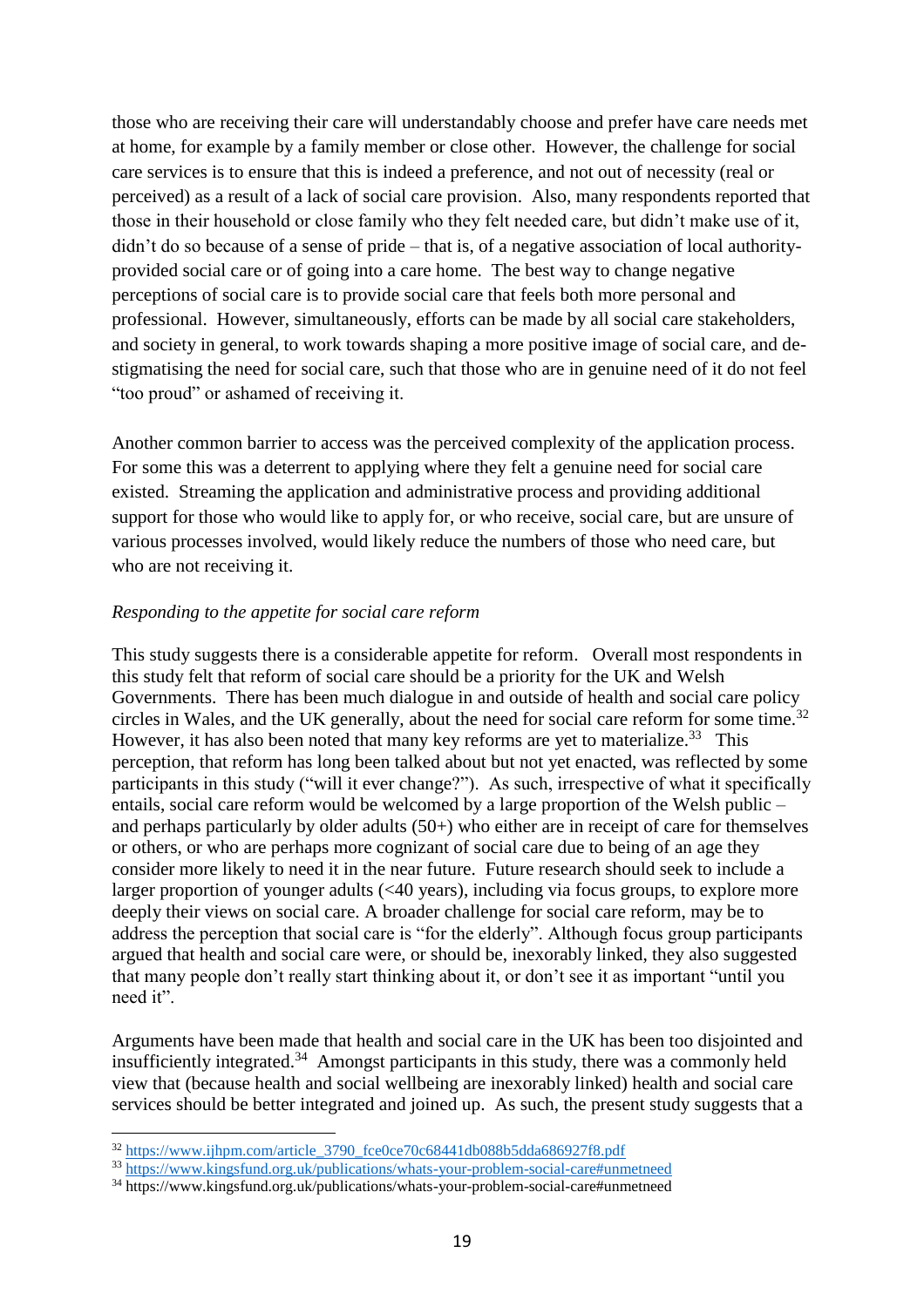those who are receiving their care will understandably choose and prefer have care needs met at home, for example by a family member or close other. However, the challenge for social care services is to ensure that this is indeed a preference, and not out of necessity (real or perceived) as a result of a lack of social care provision. Also, many respondents reported that those in their household or close family who they felt needed care, but didn't make use of it, didn't do so because of a sense of pride – that is, of a negative association of local authority-provided social care or of going into a care home. The best way to change negative perceptions of social care is to provide social care that feels both more personal and professional. However, simultaneously, efforts can be made by all social care stakeholders, and society in general, to work towards shaping a more positive image of social care, and de-stigmatising the need for social care, such that those who are in genuine need of it do not feel "too proud" or ashamed of receiving it.

Another common barrier to access was the perceived complexity of the application process. For some this was a deterrent to applying where they felt a genuine need for social care existed. Streaming the application and administrative process and providing additional support for those who would like to apply for, or who receive, social care, but are unsure of various processes involved, would likely reduce the numbers of those who need care, but who are not receiving it.

*Responding to the appetite for social care reform*

This study suggests there is a considerable appetite for reform. Overall most respondents in this study felt that reform of social care should be a priority for the UK and Welsh Governments. There has been much dialogue in and outside of health and social care policy circles in Wales, and the UK generally, about the need for social care reform for some time.[32] However, it has also been noted that many key reforms are yet to materialize.[33] This perception, that reform has long been talked about but not yet enacted, was reflected by some participants in this study ("will it ever change?"). As such, irrespective of what it specifically entails, social care reform would be welcomed by a large proportion of the Welsh public – and perhaps particularly by older adults (50+) who either are in receipt of care for themselves or others, or who are perhaps more cognizant of social care due to being of an age they consider more likely to need it in the near future. Future research should seek to include a larger proportion of younger adults (<40 years), including via focus groups, to explore more deeply their views on social care. A broader challenge for social care reform, may be to address the perception that social care is "for the elderly". Although focus group participants argued that health and social care were, or should be, inexorably linked, they also suggested that many people don't really start thinking about it, or don't see it as important "until you need it".

Arguments have been made that health and social care in the UK has been too disjointed and insufficiently integrated.[34] Amongst participants in this study, there was a commonly held view that (because health and social wellbeing are inexorably linked) health and social care services should be better integrated and joined up. As such, the present study suggests that a

---

[32] https://www.ijhpm.com/article_3790_fce0ce70c68441db088b5dda686927f8.pdf

[33] https://www.kingsfund.org.uk/publications/whats-your-problem-social-care#unmetneed

[34] https://www.kingsfund.org.uk/publications/whats-your-problem-social-care#unmetneed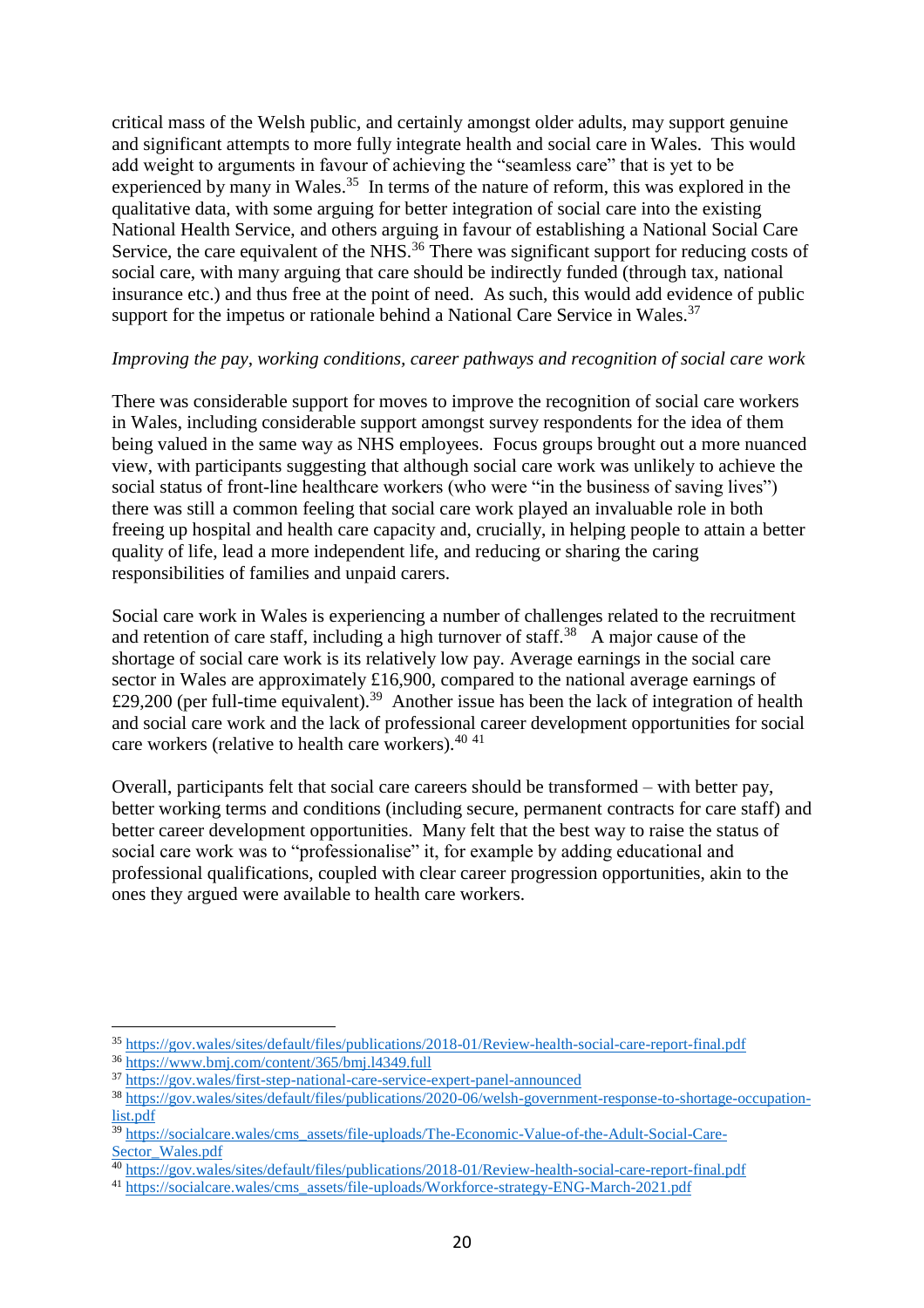critical mass of the Welsh public, and certainly amongst older adults, may support genuine and significant attempts to more fully integrate health and social care in Wales. This would add weight to arguments in favour of achieving the "seamless care" that is yet to be experienced by many in Wales.[35] In terms of the nature of reform, this was explored in the qualitative data, with some arguing for better integration of social care into the existing National Health Service, and others arguing in favour of establishing a National Social Care Service, the care equivalent of the NHS.[36] There was significant support for reducing costs of social care, with many arguing that care should be indirectly funded (through tax, national insurance etc.) and thus free at the point of need. As such, this would add evidence of public support for the impetus or rationale behind a National Care Service in Wales.[37]

*Improving the pay, working conditions, career pathways and recognition of social care work*

There was considerable support for moves to improve the recognition of social care workers in Wales, including considerable support amongst survey respondents for the idea of them being valued in the same way as NHS employees. Focus groups brought out a more nuanced view, with participants suggesting that although social care work was unlikely to achieve the social status of front-line healthcare workers (who were "in the business of saving lives") there was still a common feeling that social care work played an invaluable role in both freeing up hospital and health care capacity and, crucially, in helping people to attain a better quality of life, lead a more independent life, and reducing or sharing the caring responsibilities of families and unpaid carers.

Social care work in Wales is experiencing a number of challenges related to the recruitment and retention of care staff, including a high turnover of staff.[38] A major cause of the shortage of social care work is its relatively low pay. Average earnings in the social care sector in Wales are approximately £16,900, compared to the national average earnings of £29,200 (per full-time equivalent).[39] Another issue has been the lack of integration of health and social care work and the lack of professional career development opportunities for social care workers (relative to health care workers).[40] [41]

Overall, participants felt that social care careers should be transformed – with better pay, better working terms and conditions (including secure, permanent contracts for care staff) and better career development opportunities. Many felt that the best way to raise the status of social care work was to "professionalise" it, for example by adding educational and professional qualifications, coupled with clear career progression opportunities, akin to the ones they argued were available to health care workers.

---

[35] https://gov.wales/sites/default/files/publications/2018-01/Review-health-social-care-report-final.pdf

[36] https://www.bmj.com/content/365/bmj.l4349.full

[37] https://gov.wales/first-step-national-care-service-expert-panel-announced

[38] https://gov.wales/sites/default/files/publications/2020-06/welsh-government-response-to-shortage-occupation-list.pdf

[39] https://socialcare.wales/cms_assets/file-uploads/The-Economic-Value-of-the-Adult-Social-Care-Sector_Wales.pdf

[40] https://gov.wales/sites/default/files/publications/2018-01/Review-health-social-care-report-final.pdf

[41] https://socialcare.wales/cms_assets/file-uploads/Workforce-strategy-ENG-March-2021.pdf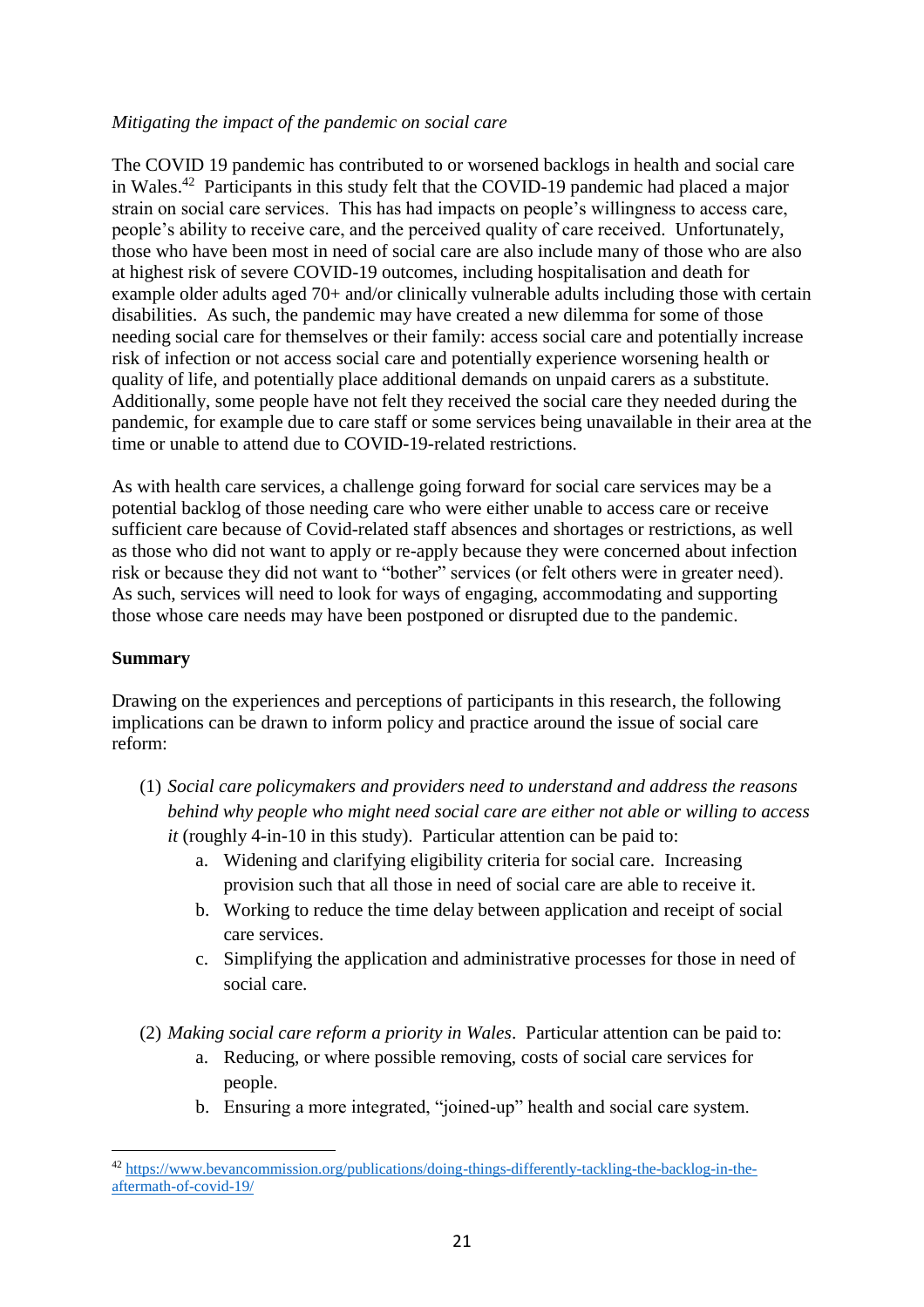*Mitigating the impact of the pandemic on social care*

The COVID 19 pandemic has contributed to or worsened backlogs in health and social care in Wales.[42] Participants in this study felt that the COVID-19 pandemic had placed a major strain on social care services. This has had impacts on people's willingness to access care, people's ability to receive care, and the perceived quality of care received. Unfortunately, those who have been most in need of social care are also include many of those who are also at highest risk of severe COVID-19 outcomes, including hospitalisation and death for example older adults aged 70+ and/or clinically vulnerable adults including those with certain disabilities. As such, the pandemic may have created a new dilemma for some of those needing social care for themselves or their family: access social care and potentially increase risk of infection or not access social care and potentially experience worsening health or quality of life, and potentially place additional demands on unpaid carers as a substitute. Additionally, some people have not felt they received the social care they needed during the pandemic, for example due to care staff or some services being unavailable in their area at the time or unable to attend due to COVID-19-related restrictions.

As with health care services, a challenge going forward for social care services may be a potential backlog of those needing care who were either unable to access care or receive sufficient care because of Covid-related staff absences and shortages or restrictions, as well as those who did not want to apply or re-apply because they were concerned about infection risk or because they did not want to "bother" services (or felt others were in greater need). As such, services will need to look for ways of engaging, accommodating and supporting those whose care needs may have been postponed or disrupted due to the pandemic.

**Summary**

Drawing on the experiences and perceptions of participants in this research, the following implications can be drawn to inform policy and practice around the issue of social care reform:

(1) *Social care policymakers and providers need to understand and address the reasons behind why people who might need social care are either not able or willing to access it* (roughly 4-in-10 in this study). Particular attention can be paid to:
   a. Widening and clarifying eligibility criteria for social care. Increasing provision such that all those in need of social care are able to receive it.
   b. Working to reduce the time delay between application and receipt of social care services.
   c. Simplifying the application and administrative processes for those in need of social care.

(2) *Making social care reform a priority in Wales*. Particular attention can be paid to:
   a. Reducing, or where possible removing, costs of social care services for people.
   b. Ensuring a more integrated, "joined-up" health and social care system.

[42] https://www.bevancommission.org/publications/doing-things-differently-tackling-the-backlog-in-the-aftermath-of-covid-19/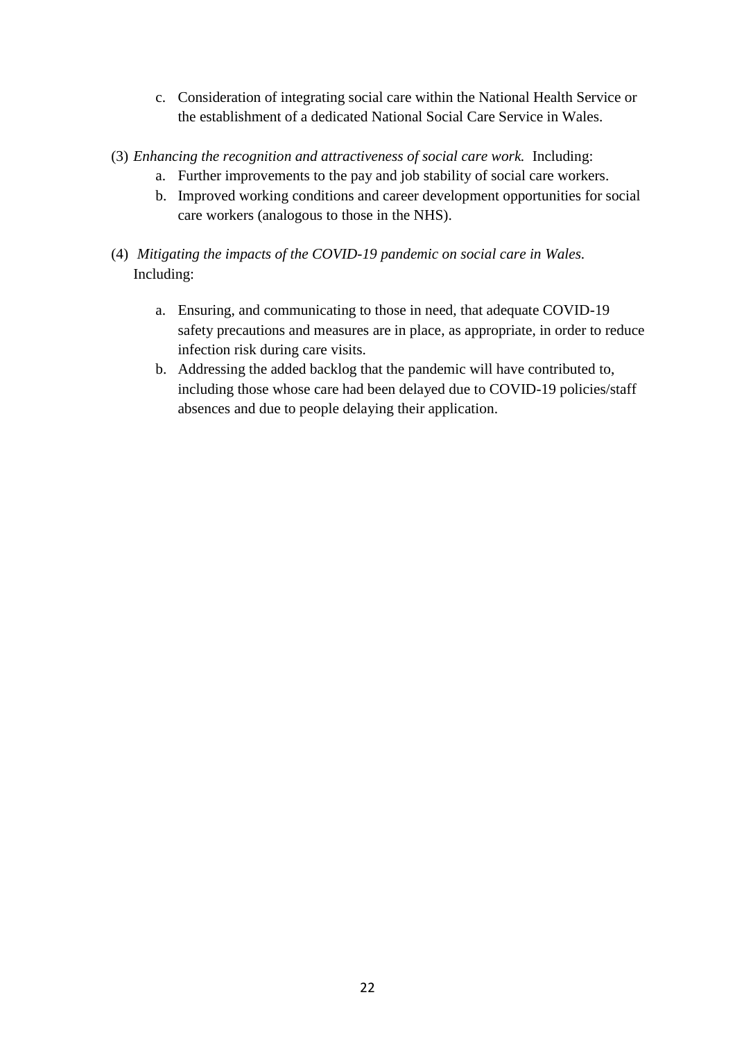c. Consideration of integrating social care within the National Health Service or the establishment of a dedicated National Social Care Service in Wales.

(3) *Enhancing the recognition and attractiveness of social care work.* Including:

a. Further improvements to the pay and job stability of social care workers.
b. Improved working conditions and career development opportunities for social care workers (analogous to those in the NHS).

(4) *Mitigating the impacts of the COVID-19 pandemic on social care in Wales.* Including:

a. Ensuring, and communicating to those in need, that adequate COVID-19 safety precautions and measures are in place, as appropriate, in order to reduce infection risk during care visits.
b. Addressing the added backlog that the pandemic will have contributed to, including those whose care had been delayed due to COVID-19 policies/staff absences and due to people delaying their application.